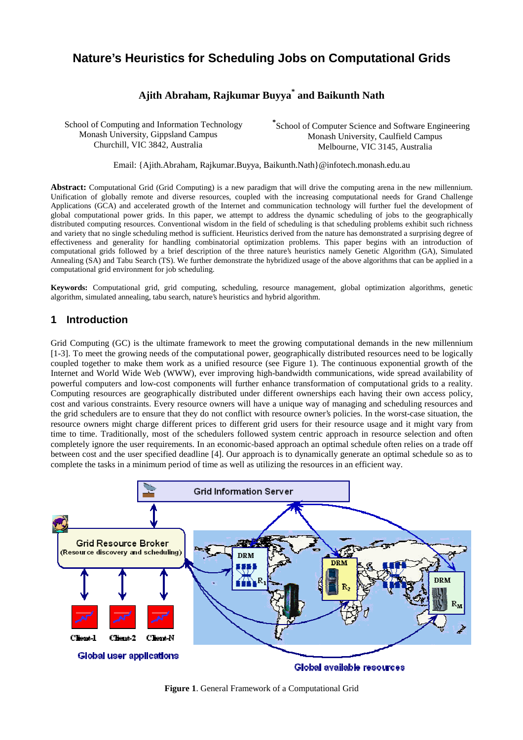# Nature's Heuristics for Scheduling Jobs on Computational Grids

**Ajith Abraham, Rajkumar Buyya[*] and Baikunth Nath**

School of Computing and Information Technology
Monash University, Gippsland Campus
Churchill, VIC 3842, Australia

[*]School of Computer Science and Software Engineering
Monash University, Caulfield Campus
Melbourne, VIC 3145, Australia

Email: {Ajith.Abraham, Rajkumar.Buyya, Baikunth.Nath}@infotech.monash.edu.au

**Abstract:** Computational Grid (Grid Computing) is a new paradigm that will drive the computing arena in the new millennium. Unification of globally remote and diverse resources, coupled with the increasing computational needs for Grand Challenge Applications (GCA) and accelerated growth of the Internet and communication technology will further fuel the development of global computational power grids. In this paper, we attempt to address the dynamic scheduling of jobs to the geographically distributed computing resources. Conventional wisdom in the field of scheduling is that scheduling problems exhibit such richness and variety that no single scheduling method is sufficient. Heuristics derived from the nature has demonstrated a surprising degree of effectiveness and generality for handling combinatorial optimization problems. This paper begins with an introduction of computational grids followed by a brief description of the three nature's heuristics namely Genetic Algorithm (GA), Simulated Annealing (SA) and Tabu Search (TS). We further demonstrate the hybridized usage of the above algorithms that can be applied in a computational grid environment for job scheduling.

**Keywords:** Computational grid, grid computing, scheduling, resource management, global optimization algorithms, genetic algorithm, simulated annealing, tabu search, nature's heuristics and hybrid algorithm.

## 1 Introduction

Grid Computing (GC) is the ultimate framework to meet the growing computational demands in the new millennium [1-3]. To meet the growing needs of the computational power, geographically distributed resources need to be logically coupled together to make them work as a unified resource (see Figure 1). The continuous exponential growth of the Internet and World Wide Web (WWW), ever improving high-bandwidth communications, wide spread availability of powerful computers and low-cost components will further enhance transformation of computational grids to a reality. Computing resources are geographically distributed under different ownerships each having their own access policy, cost and various constraints. Every resource owners will have a unique way of managing and scheduling resources and the grid schedulers are to ensure that they do not conflict with resource owner's policies. In the worst-case situation, the resource owners might charge different prices to different grid users for their resource usage and it might vary from time to time. Traditionally, most of the schedulers followed system centric approach in resource selection and often completely ignore the user requirements. In an economic-based approach an optimal schedule often relies on a trade off between cost and the user specified deadline [4]. Our approach is to dynamically generate an optimal schedule so as to complete the tasks in a minimum period of time as well as utilizing the resources in an efficient way.

**Figure 1**. General Framework of a Computational Grid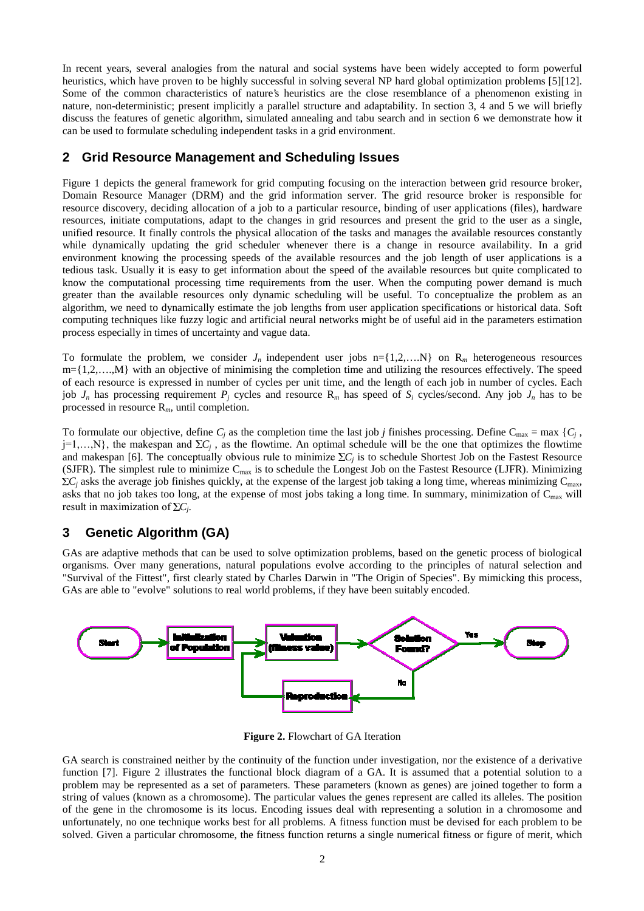In recent years, several analogies from the natural and social systems have been widely accepted to form powerful heuristics, which have proven to be highly successful in solving several NP hard global optimization problems [5][12]. Some of the common characteristics of nature's heuristics are the close resemblance of a phenomenon existing in nature, non-deterministic; present implicitly a parallel structure and adaptability. In section 3, 4 and 5 we will briefly discuss the features of genetic algorithm, simulated annealing and tabu search and in section 6 we demonstrate how it can be used to formulate scheduling independent tasks in a grid environment.

## 2 Grid Resource Management and Scheduling Issues

Figure 1 depicts the general framework for grid computing focusing on the interaction between grid resource broker, Domain Resource Manager (DRM) and the grid information server. The grid resource broker is responsible for resource discovery, deciding allocation of a job to a particular resource, binding of user applications (files), hardware resources, initiate computations, adapt to the changes in grid resources and present the grid to the user as a single, unified resource. It finally controls the physical allocation of the tasks and manages the available resources constantly while dynamically updating the grid scheduler whenever there is a change in resource availability. In a grid environment knowing the processing speeds of the available resources and the job length of user applications is a tedious task. Usually it is easy to get information about the speed of the available resources but quite complicated to know the computational processing time requirements from the user. When the computing power demand is much greater than the available resources only dynamic scheduling will be useful. To conceptualize the problem as an algorithm, we need to dynamically estimate the job lengths from user application specifications or historical data. Soft computing techniques like fuzzy logic and artificial neural networks might be of useful aid in the parameters estimation process especially in times of uncertainty and vague data.

To formulate the problem, we consider $J_n$ independent user jobs n={1,2,….N} on $R_m$ heterogeneous resources m={1,2,….,M} with an objective of minimising the completion time and utilizing the resources effectively. The speed of each resource is expressed in number of cycles per unit time, and the length of each job in number of cycles. Each job $J_n$ has processing requirement $P_j$ cycles and resource $R_m$ has speed of $S_i$ cycles/second. Any job $J_n$ has to be processed in resource $R_m$, until completion.

To formulate our objective, define $C_j$ as the completion time the last job $j$ finishes processing. Define $C_{max} = \max\{C_j, j=1,…,N\}$, the makespan and $\Sigma C_j$, as the flowtime. An optimal schedule will be the one that optimizes the flowtime and makespan [6]. The conceptually obvious rule to minimize $\Sigma C_j$ is to schedule Shortest Job on the Fastest Resource (SJFR). The simplest rule to minimize $C_{max}$ is to schedule the Longest Job on the Fastest Resource (LJFR). Minimizing $\Sigma C_j$ asks the average job finishes quickly, at the expense of the largest job taking a long time, whereas minimizing $C_{max}$, asks that no job takes too long, at the expense of most jobs taking a long time. In summary, minimization of $C_{max}$ will result in maximization of $\Sigma C_j$.

## 3 Genetic Algorithm (GA)

GAs are adaptive methods that can be used to solve optimization problems, based on the genetic process of biological organisms. Over many generations, natural populations evolve according to the principles of natural selection and "Survival of the Fittest", first clearly stated by Charles Darwin in "The Origin of Species". By mimicking this process, GAs are able to "evolve" solutions to real world problems, if they have been suitably encoded.

Start → Initialization of Population → Valuation (fitness value) → Solution Found? → Yes → Stop; No → Reproduction → Valuation (fitness value)

**Figure 2.** Flowchart of GA Iteration

GA search is constrained neither by the continuity of the function under investigation, nor the existence of a derivative function [7]. Figure 2 illustrates the functional block diagram of a GA. It is assumed that a potential solution to a problem may be represented as a set of parameters. These parameters (known as genes) are joined together to form a string of values (known as a chromosome). The particular values the genes represent are called its alleles. The position of the gene in the chromosome is its locus. Encoding issues deal with representing a solution in a chromosome and unfortunately, no one technique works best for all problems. A fitness function must be devised for each problem to be solved. Given a particular chromosome, the fitness function returns a single numerical fitness or figure of merit, which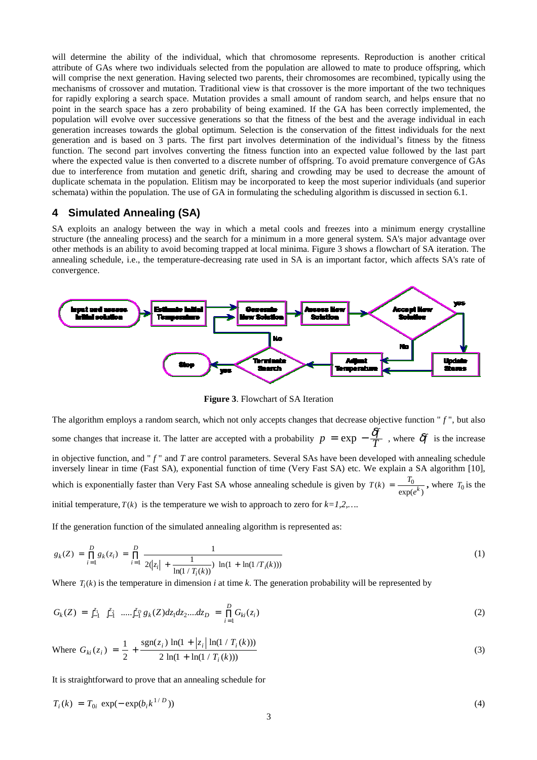will determine the ability of the individual, which that chromosome represents. Reproduction is another critical attribute of GAs where two individuals selected from the population are allowed to mate to produce offspring, which will comprise the next generation. Having selected two parents, their chromosomes are recombined, typically using the mechanisms of crossover and mutation. Traditional view is that crossover is the more important of the two techniques for rapidly exploring a search space. Mutation provides a small amount of random search, and helps ensure that no point in the search space has a zero probability of being examined. If the GA has been correctly implemented, the population will evolve over successive generations so that the fitness of the best and the average individual in each generation increases towards the global optimum. Selection is the conservation of the fittest individuals for the next generation and is based on 3 parts. The first part involves determination of the individual's fitness by the fitness function. The second part involves converting the fitness function into an expected value followed by the last part where the expected value is then converted to a discrete number of offspring. To avoid premature convergence of GAs due to interference from mutation and genetic drift, sharing and crowding may be used to decrease the amount of duplicate schemata in the population. Elitism may be incorporated to keep the most superior individuals (and superior schemata) within the population. The use of GA in formulating the scheduling algorithm is discussed in section 6.1.

## 4 Simulated Annealing (SA)

SA exploits an analogy between the way in which a metal cools and freezes into a minimum energy crystalline structure (the annealing process) and the search for a minimum in a more general system. SA's major advantage over other methods is an ability to avoid becoming trapped at local minima. Figure 3 shows a flowchart of SA iteration. The annealing schedule, i.e., the temperature-decreasing rate used in SA is an important factor, which affects SA's rate of convergence.

Input and assess initial solution
Estimate Initial Temperature
Generate New Solution
Assess New Solution
Accept New Solution
yes
No
Update Stores
Adjust Temperature
Terminate Search
No
yes
Stop

**Figure 3**. Flowchart of SA Iteration

The algorithm employs a random search, which not only accepts changes that decrease objective function "$f$", but also some changes that increase it. The latter are accepted with a probability $p = \exp\left(-\frac{\delta f}{T}\right)$, where $\delta f$ is the increase in objective function, and "$f$" and $T$ are control parameters. Several SAs have been developed with annealing schedule inversely linear in time (Fast SA), exponential function of time (Very Fast SA) etc. We explain a SA algorithm [10], which is exponentially faster than Very Fast SA whose annealing schedule is given by $T(k) = \frac{T_0}{\exp(e^k)}$, where $T_0$ is the initial temperature, $T(k)$ is the temperature we wish to approach to zero for $k=1,2,\ldots$.

If the generation function of the simulated annealing algorithm is represented as:

$$g_k(Z) = \prod_{i=1}^{D} g_k(z_i) = \prod_{i=1}^{D} \frac{1}{2\left(|z_i| + \frac{1}{\ln(1/T_i(k))}\right) \ln(1 + \ln(1/T_i(k)))} \tag{1}$$

Where $T_i(k)$ is the temperature in dimension $i$ at time $k$. The generation probability will be represented by

$$G_k(Z) = \int_{-1}^{z_1} \int_{-1}^{z_2} \ldots \int_{-1}^{z_D} g_k(Z) dz_1 dz_2 \ldots dz_D = \prod_{i=1}^{D} G_{ki}(z_i) \tag{2}$$

$$\text{Where } G_{ki}(z_i) = \frac{1}{2} + \frac{\operatorname{sgn}(z_i) \ln(1 + |z_i| \ln(1/T_i(k)))}{2 \ln(1 + \ln(1/T_i(k)))} \tag{3}$$

It is straightforward to prove that an annealing schedule for

$$T_i(k) = T_{0i} \exp(-\exp(b_i k^{1/D})) \tag{4}$$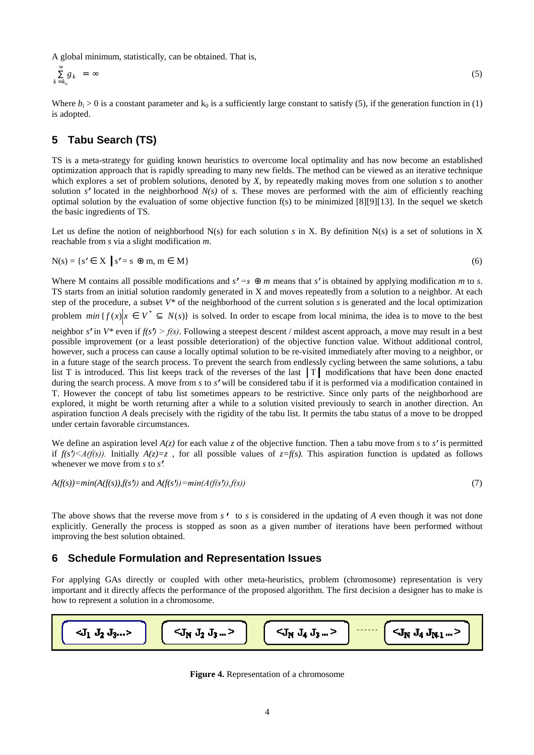A global minimum, statistically, can be obtained. That is,

$$\sum_{k=k_o}^{\infty} g_k = \infty \tag{5}$$

Where $b_i > 0$ is a constant parameter and $k_0$ is a sufficiently large constant to satisfy (5), if the generation function in (1) is adopted.

## 5 Tabu Search (TS)

TS is a meta-strategy for guiding known heuristics to overcome local optimality and has now become an established optimization approach that is rapidly spreading to many new fields. The method can be viewed as an iterative technique which explores a set of problem solutions, denoted by *X*, by repeatedly making moves from one solution *s* to another solution *s′* located in the neighborhood *N(s)* of *s.* These moves are performed with the aim of efficiently reaching optimal solution by the evaluation of some objective function f(s) to be minimized [8][9][13]. In the sequel we sketch the basic ingredients of TS.

Let us define the notion of neighborhood N(s) for each solution *s* in X. By definition N(s) is a set of solutions in X reachable from *s* via a slight modification *m*.

$$N(s) = \{s' \in X \mid s' = s \oplus m,\ m \in M\} \tag{6}$$

Where M contains all possible modifications and $s' = s \oplus m$ means that *s′* is obtained by applying modification *m* to *s*. TS starts from an initial solution randomly generated in X and moves repeatedly from a solution to a neighbor. At each step of the procedure, a subset $V^*$ of the neighborhood of the current solution *s* is generated and the local optimization problem $min\{f(x) \mid x \in V^* \subseteq N(s)\}$ is solved. In order to escape from local minima, the idea is to move to the best neighbor *s′* in $V^*$ even if $f(s') > f(s)$. Following a steepest descent / mildest ascent approach, a move may result in a best possible improvement (or a least possible deterioration) of the objective function value. Without additional control, however, such a process can cause a locally optimal solution to be re-visited immediately after moving to a neighbor, or in a future stage of the search process. To prevent the search from endlessly cycling between the same solutions, a tabu list T is introduced. This list keeps track of the reverses of the last $|T|$ modifications that have been done enacted during the search process. A move from *s* to *s′* will be considered tabu if it is performed via a modification contained in T. However the concept of tabu list sometimes appears to be restrictive. Since only parts of the neighborhood are explored, it might be worth returning after a while to a solution visited previously to search in another direction. An aspiration function *A* deals precisely with the rigidity of the tabu list. It permits the tabu status of a move to be dropped under certain favorable circumstances.

We define an aspiration level *A(z)* for each value *z* of the objective function. Then a tabu move from *s* to *s′* is permitted if $f(s') < A(f(s))$. Initially $A(z) = z$ , for all possible values of $z = f(s)$. This aspiration function is updated as follows whenever we move from *s* to *s′*.

$$A(f(s)) = min(A(f(s)), f(s')) \text{ and } A(f(s')) = min(A(f(s')), f(s)) \tag{7}$$

The above shows that the reverse move from *s′* to *s* is considered in the updating of *A* even though it was not done explicitly. Generally the process is stopped as soon as a given number of iterations have been performed without improving the best solution obtained.

## 6 Schedule Formulation and Representation Issues

For applying GAs directly or coupled with other meta-heuristics, problem (chromosome) representation is very important and it directly affects the performance of the proposed algorithm. The first decision a designer has to make is how to represent a solution in a chromosome.

| $<J_1\ J_2\ J_3 \ldots>$ | $<J_N\ J_2\ J_3 \ldots>$ | $<J_N\ J_4\ J_3 \ldots>$ | ------ | $<J_N\ J_4\ J_{N\text{-}1} \ldots>$ |
|---|---|---|---|---|

**Figure 4.** Representation of a chromosome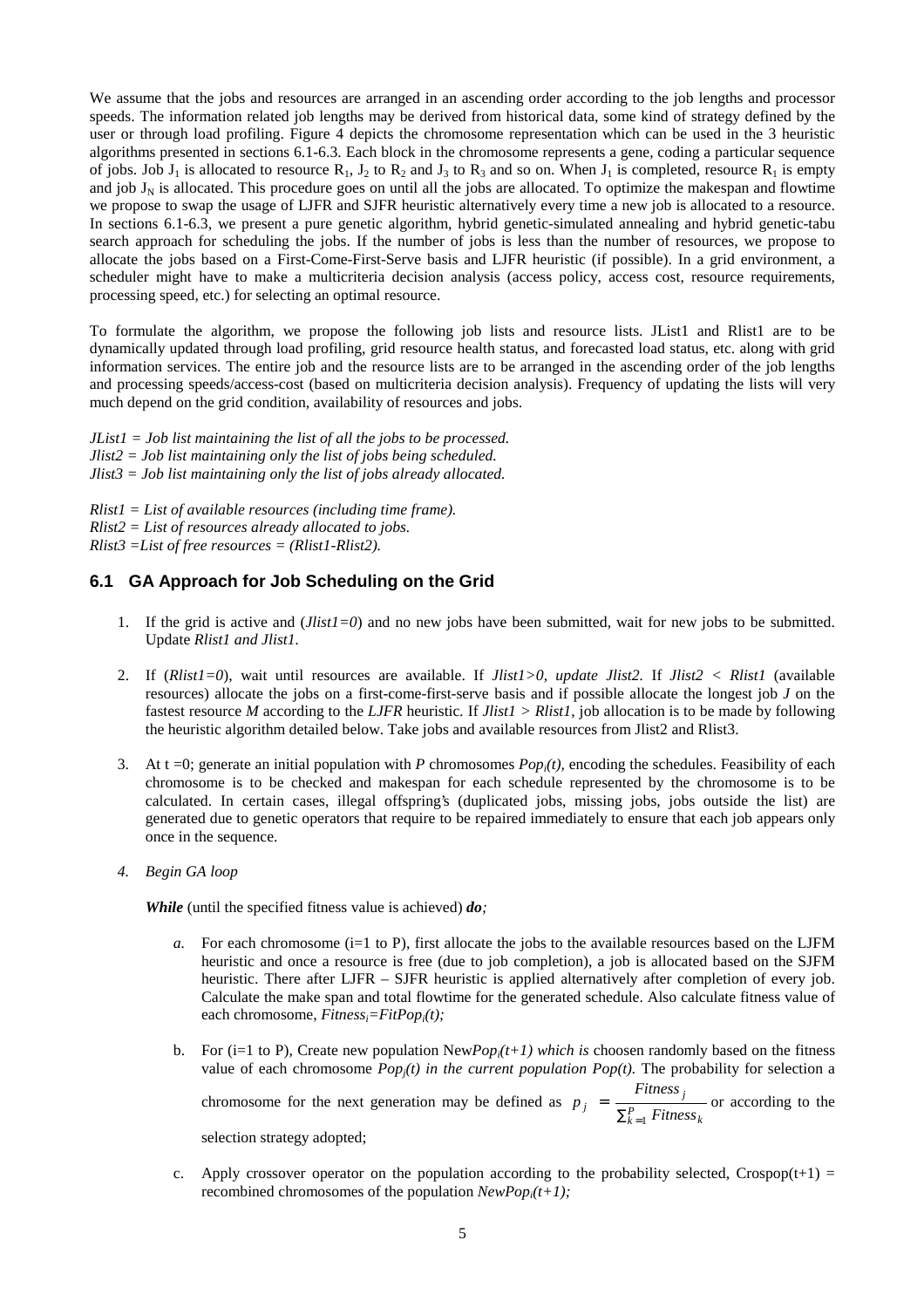We assume that the jobs and resources are arranged in an ascending order according to the job lengths and processor speeds. The information related job lengths may be derived from historical data, some kind of strategy defined by the user or through load profiling. Figure 4 depicts the chromosome representation which can be used in the 3 heuristic algorithms presented in sections 6.1-6.3. Each block in the chromosome represents a gene, coding a particular sequence of jobs. Job $J_1$ is allocated to resource $R_1$, $J_2$ to $R_2$ and $J_3$ to $R_3$ and so on. When $J_1$ is completed, resource $R_1$ is empty and job $J_N$ is allocated. This procedure goes on until all the jobs are allocated. To optimize the makespan and flowtime we propose to swap the usage of LJFR and SJFR heuristic alternatively every time a new job is allocated to a resource. In sections 6.1-6.3, we present a pure genetic algorithm, hybrid genetic-simulated annealing and hybrid genetic-tabu search approach for scheduling the jobs. If the number of jobs is less than the number of resources, we propose to allocate the jobs based on a First-Come-First-Serve basis and LJFR heuristic (if possible). In a grid environment, a scheduler might have to make a multicriteria decision analysis (access policy, access cost, resource requirements, processing speed, etc.) for selecting an optimal resource.

To formulate the algorithm, we propose the following job lists and resource lists. JList1 and Rlist1 are to be dynamically updated through load profiling, grid resource health status, and forecasted load status, etc. along with grid information services. The entire job and the resource lists are to be arranged in the ascending order of the job lengths and processing speeds/access-cost (based on multicriteria decision analysis). Frequency of updating the lists will very much depend on the grid condition, availability of resources and jobs.

*JList1 = Job list maintaining the list of all the jobs to be processed.*
*Jlist2 = Job list maintaining only the list of jobs being scheduled.*
*Jlist3 = Job list maintaining only the list of jobs already allocated.*

*Rlist1 = List of available resources (including time frame).*
*Rlist2 = List of resources already allocated to jobs.*
*Rlist3 =List of free resources = (Rlist1-Rlist2).*

## 6.1 GA Approach for Job Scheduling on the Grid

1. If the grid is active and (*Jlist1=0*) and no new jobs have been submitted, wait for new jobs to be submitted. Update *Rlist1 and Jlist1*.

2. If (*Rlist1=0*), wait until resources are available. If *Jlist1>0, update Jlist2.* If *Jlist2 < Rlist1* (available resources) allocate the jobs on a first-come-first-serve basis and if possible allocate the longest job *J* on the fastest resource *M* according to the *LJFR* heuristic. If *Jlist1 > Rlist1*, job allocation is to be made by following the heuristic algorithm detailed below. Take jobs and available resources from Jlist2 and Rlist3.

3. At t =0; generate an initial population with *P* chromosomes $Pop_i(t)$, encoding the schedules. Feasibility of each chromosome is to be checked and makespan for each schedule represented by the chromosome is to be calculated. In certain cases, illegal offspring's (duplicated jobs, missing jobs, jobs outside the list) are generated due to genetic operators that require to be repaired immediately to ensure that each job appears only once in the sequence.

4. *Begin GA loop*

   ***While*** (until the specified fitness value is achieved) ***do****;*

   a. For each chromosome (i=1 to P), first allocate the jobs to the available resources based on the LJFM heuristic and once a resource is free (due to job completion), a job is allocated based on the SJFM heuristic. There after LJFR – SJFR heuristic is applied alternatively after completion of every job. Calculate the make span and total flowtime for the generated schedule. Also calculate fitness value of each chromosome, $Fitness_i=FitPop_i(t)$;

   b. For (i=1 to P), Create new population New$Pop_i(t+1)$ *which is* choosen randomly based on the fitness value of each chromosome $Pop_j(t)$ *in the current population Pop(t).* The probability for selection a chromosome for the next generation may be defined as $p_j = \dfrac{Fitness_j}{\sum_{k=1}^{P} Fitness_k}$ or according to the selection strategy adopted;

   c. Apply crossover operator on the population according to the probability selected, Crospop(t+1) = recombined chromosomes of the population $NewPop_i(t+1)$;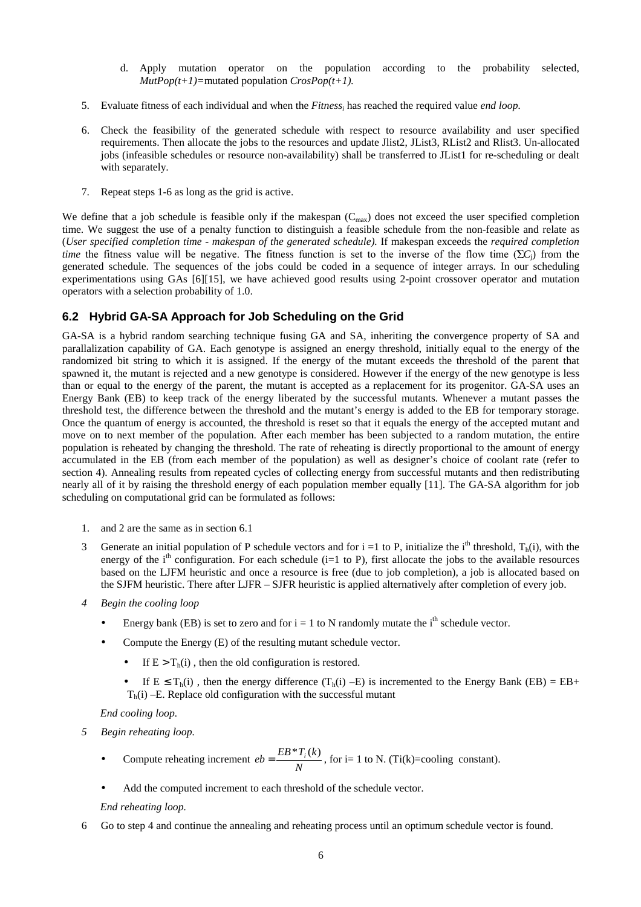d. Apply mutation operator on the population according to the probability selected, *MutPop(t+1)*=mutated population *CrosPop(t+1).*

5. Evaluate fitness of each individual and when the $Fitness_i$ has reached the required value *end loop.*

6. Check the feasibility of the generated schedule with respect to resource availability and user specified requirements. Then allocate the jobs to the resources and update Jlist2, JList3, RList2 and Rlist3. Un-allocated jobs (infeasible schedules or resource non-availability) shall be transferred to JList1 for re-scheduling or dealt with separately.

7. Repeat steps 1-6 as long as the grid is active.

We define that a job schedule is feasible only if the makespan ($C_{max}$) does not exceed the user specified completion time. We suggest the use of a penalty function to distinguish a feasible schedule from the non-feasible and relate as (*User specified completion time - makespan of the generated schedule).* If makespan exceeds the *required completion time* the fitness value will be negative. The fitness function is set to the inverse of the flow time ($\Sigma C_j$) from the generated schedule. The sequences of the jobs could be coded in a sequence of integer arrays. In our scheduling experimentations using GAs [6][15], we have achieved good results using 2-point crossover operator and mutation operators with a selection probability of 1.0.

## 6.2 Hybrid GA-SA Approach for Job Scheduling on the Grid

GA-SA is a hybrid random searching technique fusing GA and SA, inheriting the convergence property of SA and parallalization capability of GA. Each genotype is assigned an energy threshold, initially equal to the energy of the randomized bit string to which it is assigned. If the energy of the mutant exceeds the threshold of the parent that spawned it, the mutant is rejected and a new genotype is considered. However if the energy of the new genotype is less than or equal to the energy of the parent, the mutant is accepted as a replacement for its progenitor. GA-SA uses an Energy Bank (EB) to keep track of the energy liberated by the successful mutants. Whenever a mutant passes the threshold test, the difference between the threshold and the mutant's energy is added to the EB for temporary storage. Once the quantum of energy is accounted, the threshold is reset so that it equals the energy of the accepted mutant and move on to next member of the population. After each member has been subjected to a random mutation, the entire population is reheated by changing the threshold. The rate of reheating is directly proportional to the amount of energy accumulated in the EB (from each member of the population) as well as designer's choice of coolant rate (refer to section 4). Annealing results from repeated cycles of collecting energy from successful mutants and then redistributing nearly all of it by raising the threshold energy of each population member equally [11]. The GA-SA algorithm for job scheduling on computational grid can be formulated as follows:

1. and 2 are the same as in section 6.1

3 Generate an initial population of P schedule vectors and for i =1 to P, initialize the i[th] threshold, $T_h(i)$, with the energy of the i[th] configuration. For each schedule (i=1 to P), first allocate the jobs to the available resources based on the LJFM heuristic and once a resource is free (due to job completion), a job is allocated based on the SJFM heuristic. There after LJFR – SJFR heuristic is applied alternatively after completion of every job.

*4 Begin the cooling loop*

- Energy bank (EB) is set to zero and for i = 1 to N randomly mutate the i[th] schedule vector.
- Compute the Energy (E) of the resulting mutant schedule vector.
  - If $E > T_h(i)$ , then the old configuration is restored.
  - If $E \leq T_h(i)$ , then the energy difference ($T_h(i) - E$) is incremented to the Energy Bank (EB) = EB+ $T_h(i) - E$. Replace old configuration with the successful mutant

*End cooling loop.*

*5 Begin reheating loop.*

- Compute reheating increment $eb = \frac{EB * T_i(k)}{N}$, for i= 1 to N. (Ti(k)=cooling constant).
- Add the computed increment to each threshold of the schedule vector.

*End reheating loop.*

6 Go to step 4 and continue the annealing and reheating process until an optimum schedule vector is found.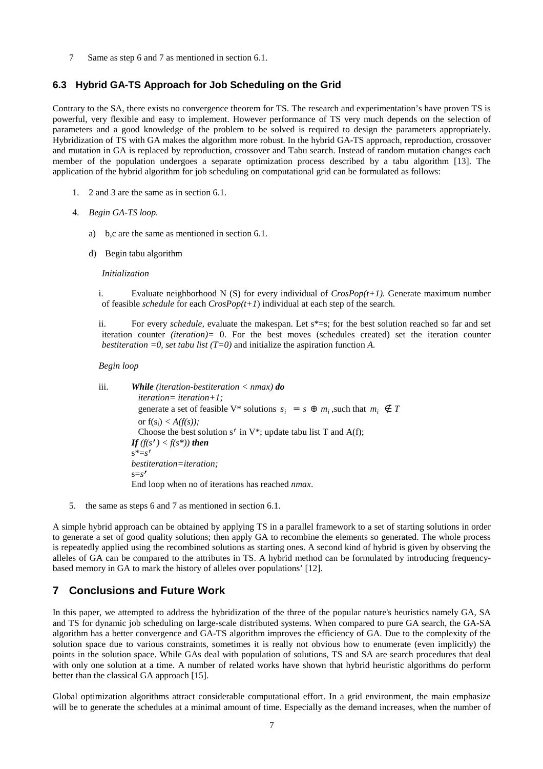7 Same as step 6 and 7 as mentioned in section 6.1.

### 6.3 Hybrid GA-TS Approach for Job Scheduling on the Grid

Contrary to the SA, there exists no convergence theorem for TS. The research and experimentation's have proven TS is powerful, very flexible and easy to implement. However performance of TS very much depends on the selection of parameters and a good knowledge of the problem to be solved is required to design the parameters appropriately. Hybridization of TS with GA makes the algorithm more robust. In the hybrid GA-TS approach, reproduction, crossover and mutation in GA is replaced by reproduction, crossover and Tabu search. Instead of random mutation changes each member of the population undergoes a separate optimization process described by a tabu algorithm [13]. The application of the hybrid algorithm for job scheduling on computational grid can be formulated as follows:

1. 2 and 3 are the same as in section 6.1.

4. *Begin GA-TS loop.*

   a) b,c are the same as mentioned in section 6.1.

   d) Begin tabu algorithm

   *Initialization*

   i. Evaluate neighborhood N (S) for every individual of *CrosPop(t+1).* Generate maximum number of feasible *schedule* for each *CrosPop(t+1*) individual at each step of the search.

   ii. For every *schedule,* evaluate the makespan. Let s\*=s; for the best solution reached so far and set iteration counter *(iteration)=* 0. For the best moves (schedules created) set the iteration counter *bestiteration =0, set tabu list (T=0)* and initialize the aspiration function *A.*

   *Begin loop*

   iii. ***While*** *(iteration-bestiteration < nmax)* ***do***
   *iteration= iteration+1;*
   generate a set of feasible V\* solutions $s_i = s \oplus m_i$ ,such that $m_i \notin T$
   or $f(s_i) < A(f(s))$;
   Choose the best solution s′ in V\*; update tabu list T and A(f);
   ***If*** *(f(s′) < f(s\*))* ***then***
   s\*=s′
   *bestiteration=iteration;*
   s=s′
   End loop when no of iterations has reached *nmax*.

5. the same as steps 6 and 7 as mentioned in section 6.1.

A simple hybrid approach can be obtained by applying TS in a parallel framework to a set of starting solutions in order to generate a set of good quality solutions; then apply GA to recombine the elements so generated. The whole process is repeatedly applied using the recombined solutions as starting ones. A second kind of hybrid is given by observing the alleles of GA can be compared to the attributes in TS. A hybrid method can be formulated by introducing frequency-based memory in GA to mark the history of alleles over populations' [12].

## 7 Conclusions and Future Work

In this paper, we attempted to address the hybridization of the three of the popular nature's heuristics namely GA, SA and TS for dynamic job scheduling on large-scale distributed systems. When compared to pure GA search, the GA-SA algorithm has a better convergence and GA-TS algorithm improves the efficiency of GA. Due to the complexity of the solution space due to various constraints, sometimes it is really not obvious how to enumerate (even implicitly) the points in the solution space. While GAs deal with population of solutions, TS and SA are search procedures that deal with only one solution at a time. A number of related works have shown that hybrid heuristic algorithms do perform better than the classical GA approach [15].

Global optimization algorithms attract considerable computational effort. In a grid environment, the main emphasize will be to generate the schedules at a minimal amount of time. Especially as the demand increases, when the number of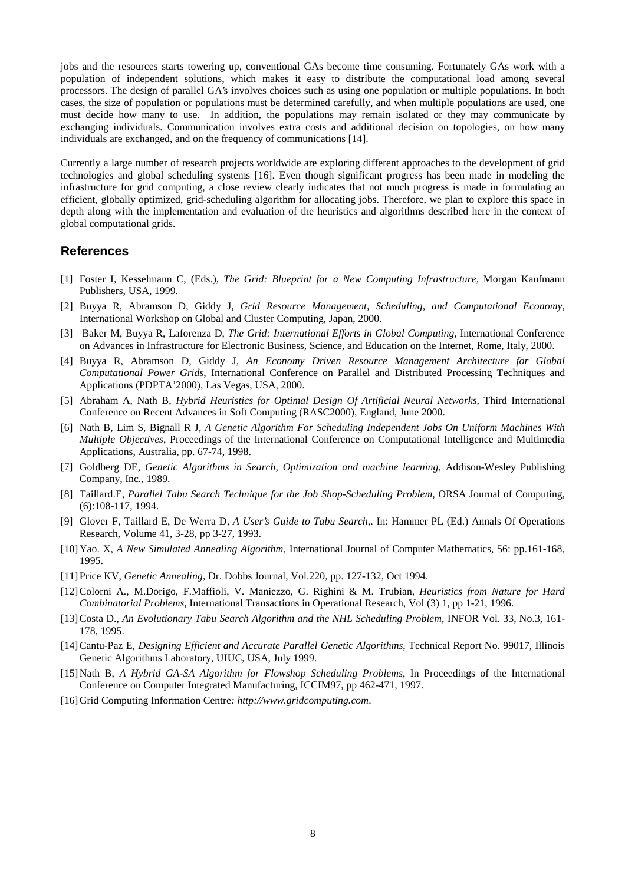jobs and the resources starts towering up, conventional GAs become time consuming. Fortunately GAs work with a population of independent solutions, which makes it easy to distribute the computational load among several processors. The design of parallel GA's involves choices such as using one population or multiple populations. In both cases, the size of population or populations must be determined carefully, and when multiple populations are used, one must decide how many to use. In addition, the populations may remain isolated or they may communicate by exchanging individuals. Communication involves extra costs and additional decision on topologies, on how many individuals are exchanged, and on the frequency of communications [14].

Currently a large number of research projects worldwide are exploring different approaches to the development of grid technologies and global scheduling systems [16]. Even though significant progress has been made in modeling the infrastructure for grid computing, a close review clearly indicates that not much progress is made in formulating an efficient, globally optimized, grid-scheduling algorithm for allocating jobs. Therefore, we plan to explore this space in depth along with the implementation and evaluation of the heuristics and algorithms described here in the context of global computational grids.

## References

[1] Foster I, Kesselmann C, (Eds.), *The Grid: Blueprint for a New Computing Infrastructure*, Morgan Kaufmann Publishers, USA, 1999.

[2] Buyya R, Abramson D, Giddy J, *Grid Resource Management, Scheduling, and Computational Economy*, International Workshop on Global and Cluster Computing, Japan, 2000.

[3] Baker M, Buyya R, Laforenza D, *The Grid: International Efforts in Global Computing*, International Conference on Advances in Infrastructure for Electronic Business, Science, and Education on the Internet, Rome, Italy, 2000.

[4] Buyya R, Abramson D, Giddy J, *An Economy Driven Resource Management Architecture for Global Computational Power Grids*, International Conference on Parallel and Distributed Processing Techniques and Applications (PDPTA'2000), Las Vegas, USA, 2000.

[5] Abraham A, Nath B, *Hybrid Heuristics for Optimal Design Of Artificial Neural Networks*, Third International Conference on Recent Advances in Soft Computing (RASC2000), England, June 2000.

[6] Nath B, Lim S, Bignall R J, *A Genetic Algorithm For Scheduling Independent Jobs On Uniform Machines With Multiple Objectives*, Proceedings of the International Conference on Computational Intelligence and Multimedia Applications, Australia, pp. 67-74, 1998.

[7] Goldberg DE, *Genetic Algorithms in Search, Optimization and machine learning*, Addison-Wesley Publishing Company, Inc., 1989.

[8] Taillard.E, *Parallel Tabu Search Technique for the Job Shop-Scheduling Problem*, ORSA Journal of Computing, (6):108-117, 1994.

[9] Glover F, Taillard E, De Werra D, *A User's Guide to Tabu Search*,. In: Hammer PL (Ed.) Annals Of Operations Research, Volume 41, 3-28, pp 3-27, 1993.

[10] Yao. X, *A New Simulated Annealing Algorithm*, International Journal of Computer Mathematics, 56: pp.161-168, 1995.

[11] Price KV, *Genetic Annealing*, Dr. Dobbs Journal, Vol.220, pp. 127-132, Oct 1994.

[12] Colorni A., M.Dorigo, F.Maffioli, V. Maniezzo, G. Righini & M. Trubian, *Heuristics from Nature for Hard Combinatorial Problems*, International Transactions in Operational Research, Vol (3) 1, pp 1-21, 1996.

[13] Costa D., *An Evolutionary Tabu Search Algorithm and the NHL Scheduling Problem*, INFOR Vol. 33, No.3, 161-178, 1995.

[14] Cantu-Paz E, *Designing Efficient and Accurate Parallel Genetic Algorithms*, Technical Report No. 99017, Illinois Genetic Algorithms Laboratory, UIUC, USA, July 1999.

[15] Nath B, *A Hybrid GA-SA Algorithm for Flowshop Scheduling Problems*, In Proceedings of the International Conference on Computer Integrated Manufacturing, ICCIM97, pp 462-471, 1997.

[16] Grid Computing Information Centre*: http://www.gridcomputing.com*.